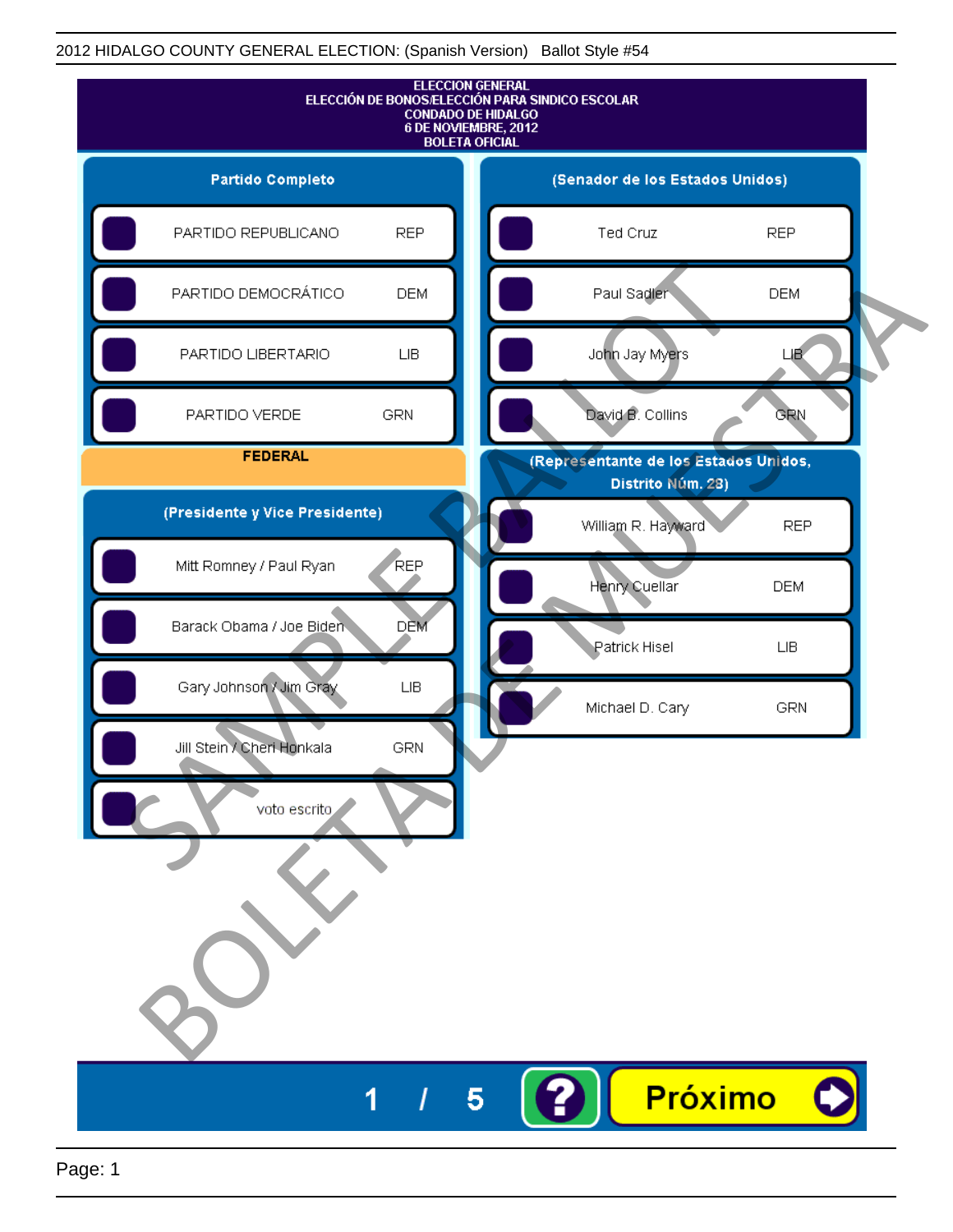2012 HIDALGO COUNTY GENERAL ELECTION: (Spanish Version) Ballot Style #54

# ELECCION GENERAL
## ELECCIÓN DE BONOS/ELECCIÓN PARA SINDICO ESCOLAR
## CONDADO DE HIDALGO
## 6 DE NOVIEMBRE, 2012
## BOLETA OFICIAL

### Partido Completo

| | | |
|---|---|---|
| ☐ | PARTIDO REPUBLICANO | REP |
| ☐ | PARTIDO DEMOCRÁTICO | DEM |
| ☐ | PARTIDO LIBERTARIO | LIB |
| ☐ | PARTIDO VERDE | GRN |

### FEDERAL

### (Presidente y Vice Presidente)

| | | |
|---|---|---|
| ☐ | Mitt Romney / Paul Ryan | REP |
| ☐ | Barack Obama / Joe Biden | DEM |
| ☐ | Gary Johnson / Jim Gray | LIB |
| ☐ | Jill Stein / Cheri Honkala | GRN |
| ☐ | voto escrito | |

### (Senador de los Estados Unidos)

| | | |
|---|---|---|
| ☐ | Ted Cruz | REP |
| ☐ | Paul Sadler | DEM |
| ☐ | John Jay Myers | LIB |
| ☐ | David B. Collins | GRN |

### (Representante de los Estados Unidos, Distrito Núm. 28)

| | | |
|---|---|---|
| ☐ | William R. Hayward | REP |
| ☐ | Henry Cuellar | DEM |
| ☐ | Patrick Hisel | LIB |
| ☐ | Michael D. Cary | GRN |

SAMPLE BALLOT
BOLETA DE MUESTRA

1 / 5 ? Próximo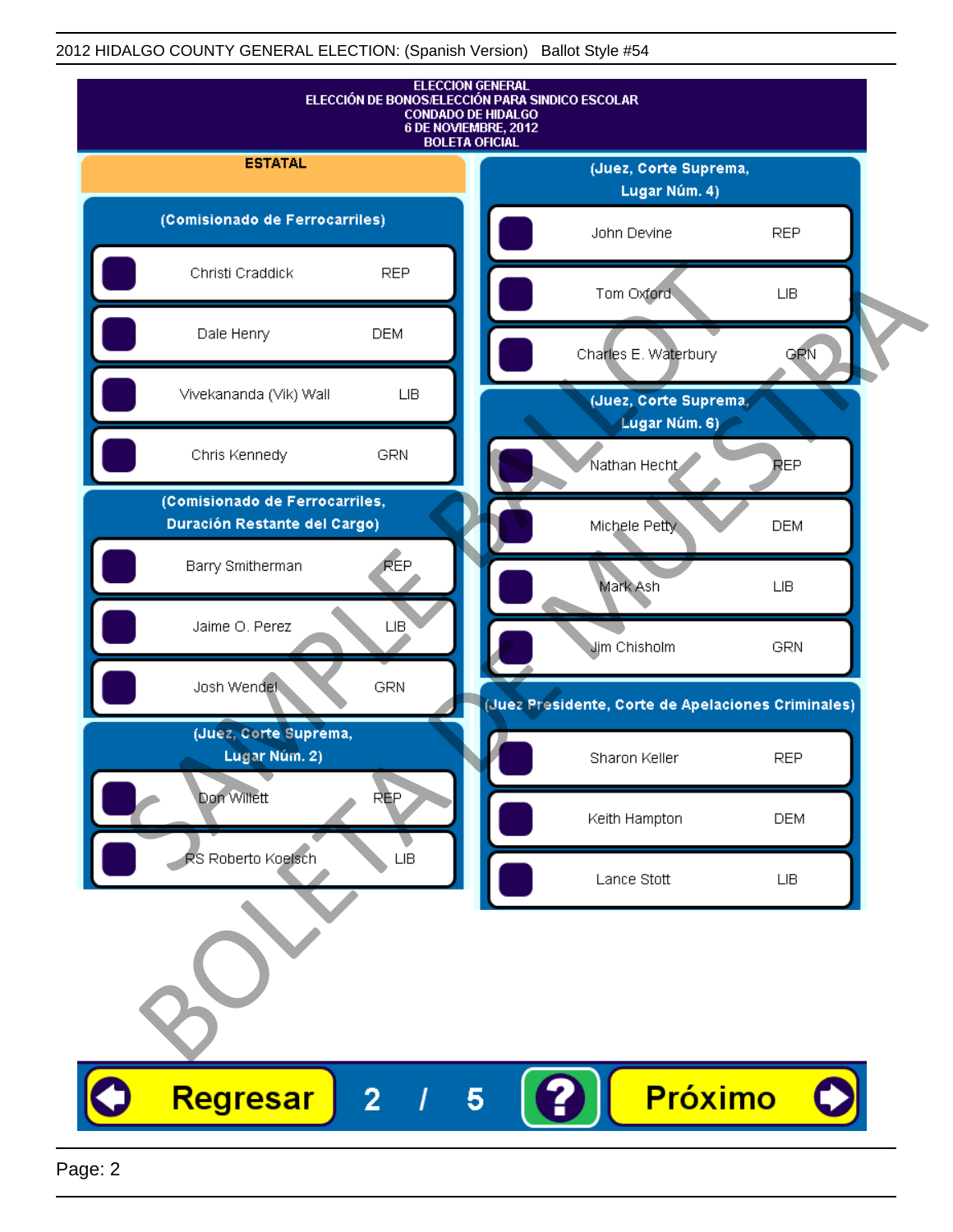2012 HIDALGO COUNTY GENERAL ELECTION: (Spanish Version) Ballot Style #54

**ELECCION GENERAL**
**ELECCIÓN DE BONOS/ELECCIÓN PARA SINDICO ESCOLAR**
**CONDADO DE HIDALGO**
**6 DE NOVIEMBRE, 2012**
**BOLETA OFICIAL**

## ESTATAL

### (Comisionado de Ferrocarriles)

| Candidato | Partido |
|---|---|
| Christi Craddick | REP |
| Dale Henry | DEM |
| Vivekananda (Vik) Wall | LIB |
| Chris Kennedy | GRN |

### (Comisionado de Ferrocarriles, Duración Restante del Cargo)

| Candidato | Partido |
|---|---|
| Barry Smitherman | REP |
| Jaime O. Perez | LIB |
| Josh Wendel | GRN |

### (Juez, Corte Suprema, Lugar Núm. 2)

| Candidato | Partido |
|---|---|
| Don Willett | REP |
| RS Roberto Koelsch | LIB |

### (Juez, Corte Suprema, Lugar Núm. 4)

| Candidato | Partido |
|---|---|
| John Devine | REP |
| Tom Oxford | LIB |
| Charles E. Waterbury | GRN |

### (Juez, Corte Suprema, Lugar Núm. 6)

| Candidato | Partido |
|---|---|
| Nathan Hecht | REP |
| Michele Petty | DEM |
| Mark Ash | LIB |
| Jim Chisholm | GRN |

### (Juez Presidente, Corte de Apelaciones Criminales)

| Candidato | Partido |
|---|---|
| Sharon Keller | REP |
| Keith Hampton | DEM |
| Lance Stott | LIB |

SAMPLE BALLOT
BOLETA DE MUESTRA

Regresar 2 / 5 ? Próximo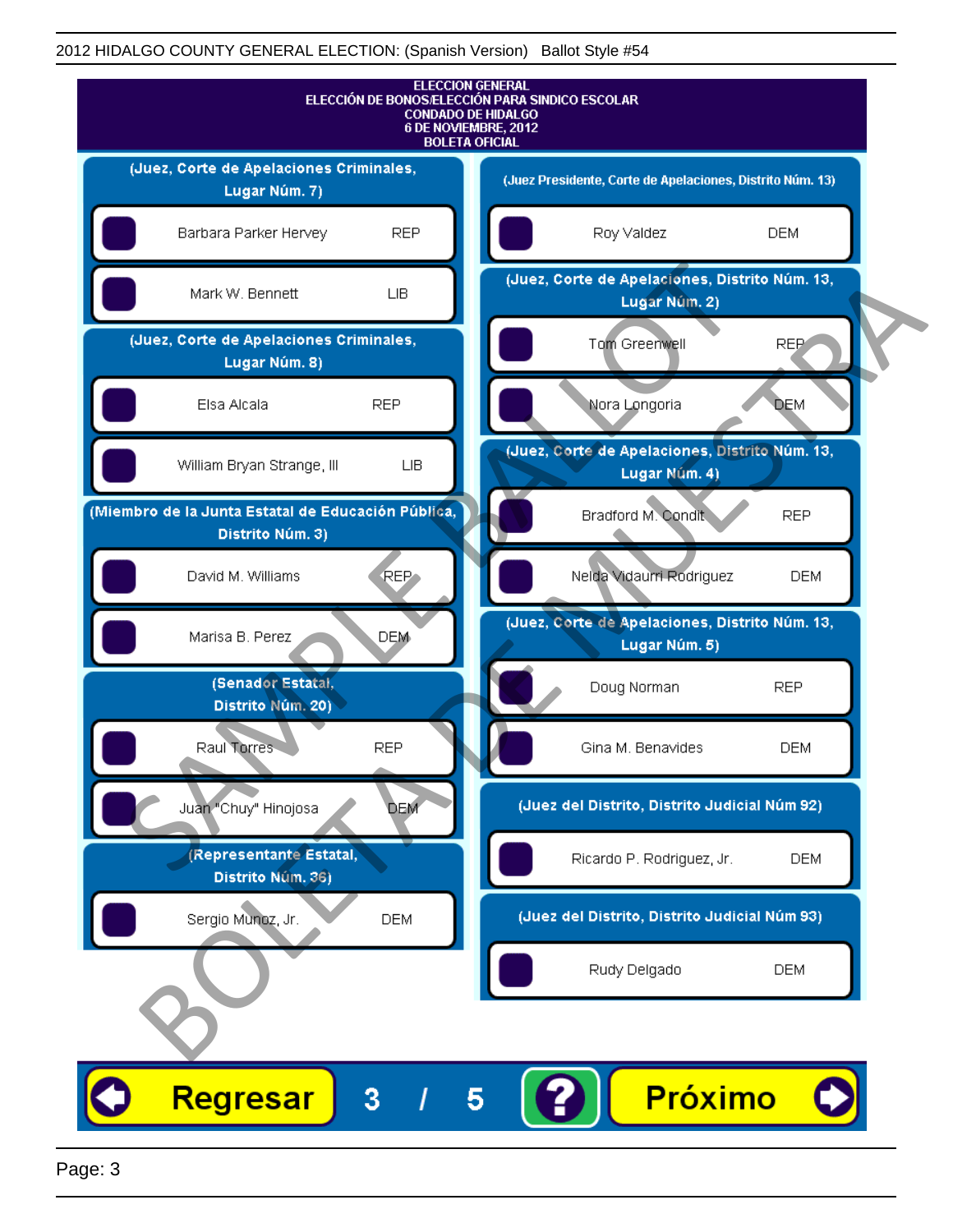ELECCION GENERAL
ELECCIÓN DE BONOS/ELECCIÓN PARA SINDICO ESCOLAR
CONDADO DE HIDALGO
6 DE NOVIEMBRE, 2012
BOLETA OFICIAL

**(Juez, Corte de Apelaciones Criminales, Lugar Núm. 7)**

| Candidato | Partido |
|---|---|
| Barbara Parker Hervey | REP |
| Mark W. Bennett | LIB |

**(Juez, Corte de Apelaciones Criminales, Lugar Núm. 8)**

| Candidato | Partido |
|---|---|
| Elsa Alcala | REP |
| William Bryan Strange, III | LIB |

**(Miembro de la Junta Estatal de Educación Pública, Distrito Núm. 3)**

| Candidato | Partido |
|---|---|
| David M. Williams | REP |
| Marisa B. Perez | DEM |

**(Senador Estatal, Distrito Núm. 20)**

| Candidato | Partido |
|---|---|
| Raul Torres | REP |
| Juan "Chuy" Hinojosa | DEM |

**(Representante Estatal, Distrito Núm. 36)**

| Candidato | Partido |
|---|---|
| Sergio Munoz, Jr. | DEM |

**(Juez Presidente, Corte de Apelaciones, Distrito Núm. 13)**

| Candidato | Partido |
|---|---|
| Roy Valdez | DEM |

**(Juez, Corte de Apelaciones, Distrito Núm. 13, Lugar Núm. 2)**

| Candidato | Partido |
|---|---|
| Tom Greenwell | REP |
| Nora Longoria | DEM |

**(Juez, Corte de Apelaciones, Distrito Núm. 13, Lugar Núm. 4)**

| Candidato | Partido |
|---|---|
| Bradford M. Condit | REP |
| Nelda Vidaurri Rodriguez | DEM |

**(Juez, Corte de Apelaciones, Distrito Núm. 13, Lugar Núm. 5)**

| Candidato | Partido |
|---|---|
| Doug Norman | REP |
| Gina M. Benavides | DEM |

**(Juez del Distrito, Distrito Judicial Núm 92)**

| Candidato | Partido |
|---|---|
| Ricardo P. Rodriguez, Jr. | DEM |

**(Juez del Distrito, Distrito Judicial Núm 93)**

| Candidato | Partido |
|---|---|
| Rudy Delgado | DEM |

SAMPLE BALLOT / BOLETA DE MUESTRA

Regresar 3 / 5 ? Próximo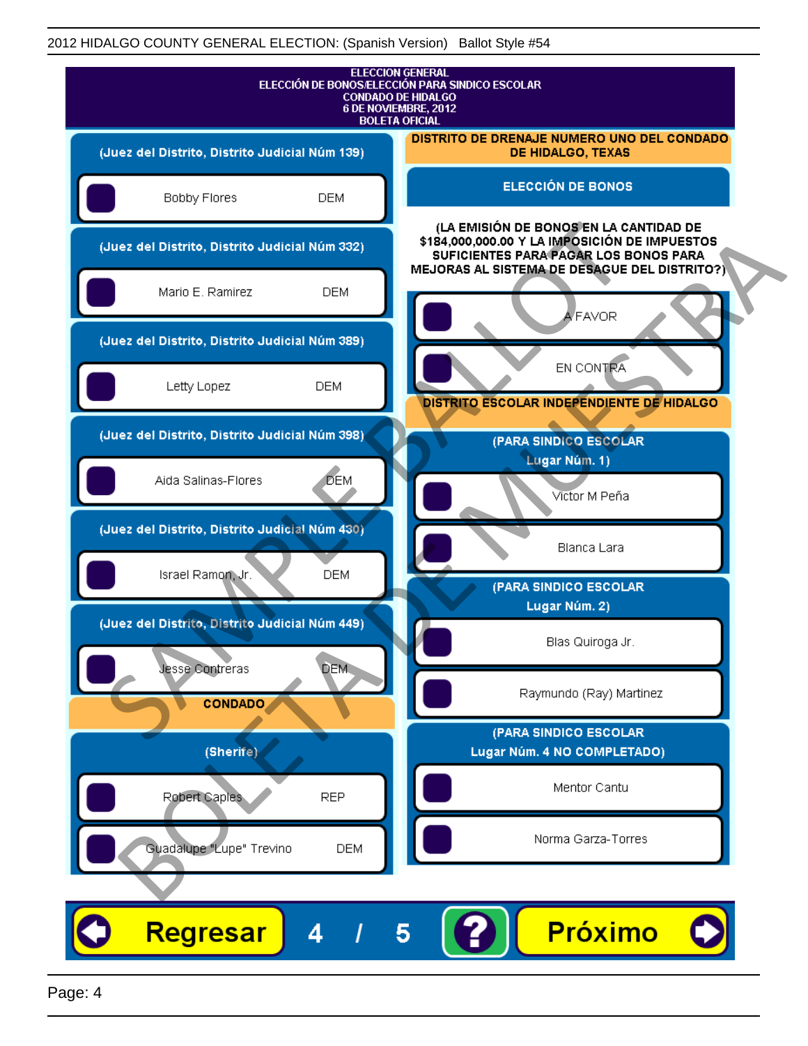2012 HIDALGO COUNTY GENERAL ELECTION: (Spanish Version)   Ballot Style #54

**ELECCION GENERAL**
**ELECCIÓN DE BONOS/ELECCIÓN PARA SINDICO ESCOLAR**
**CONDADO DE HIDALGO**
**6 DE NOVIEMBRE, 2012**
**BOLETA OFICIAL**

**(Juez del Distrito, Distrito Judicial Núm 139)**

- Bobby Flores — DEM

**(Juez del Distrito, Distrito Judicial Núm 332)**

- Mario E. Ramirez — DEM

**(Juez del Distrito, Distrito Judicial Núm 389)**

- Letty Lopez — DEM

**(Juez del Distrito, Distrito Judicial Núm 398)**

- Aida Salinas-Flores — DEM

**(Juez del Distrito, Distrito Judicial Núm 430)**

- Israel Ramon, Jr. — DEM

**(Juez del Distrito, Distrito Judicial Núm 449)**

- Jesse Contreras — DEM

**CONDADO**

**(Sherife)**

- Robert Caples — REP
- Guadalupe "Lupe" Trevino — DEM

**DISTRITO DE DRENAJE NUMERO UNO DEL CONDADO DE HIDALGO, TEXAS**

**ELECCIÓN DE BONOS**

**(LA EMISIÓN DE BONOS EN LA CANTIDAD DE $184,000,000.00 Y LA IMPOSICIÓN DE IMPUESTOS SUFICIENTES PARA PAGAR LOS BONOS PARA MEJORAS AL SISTEMA DE DESAGUE DEL DISTRITO?)**

- A FAVOR
- EN CONTRA

**DISTRITO ESCOLAR INDEPENDIENTE DE HIDALGO**

**(PARA SINDICO ESCOLAR Lugar Núm. 1)**

- Victor M Peña
- Blanca Lara

**(PARA SINDICO ESCOLAR Lugar Núm. 2)**

- Blas Quiroga Jr.
- Raymundo (Ray) Martinez

**(PARA SINDICO ESCOLAR Lugar Núm. 4 NO COMPLETADO)**

- Mentor Cantu
- Norma Garza-Torres

SAMPLE BALLOT / BOLETA DE MUESTRA

Regresar   4 / 5   ?   Próximo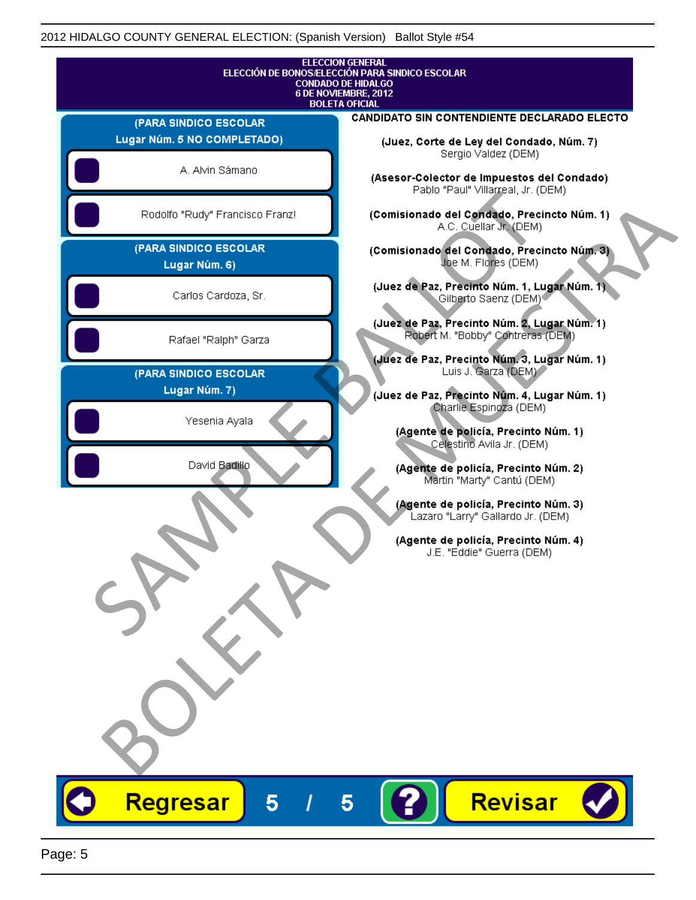ELECCION GENERAL
ELECCIÓN DE BONOS/ELECCIÓN PARA SINDICO ESCOLAR
CONDADO DE HIDALGO
6 DE NOVIEMBRE, 2012
BOLETA OFICIAL

**(PARA SINDICO ESCOLAR Lugar Núm. 5 NO COMPLETADO)**

- A. Alvin Sámano
- Rodolfo "Rudy" Francisco Franz!

**(PARA SINDICO ESCOLAR Lugar Núm. 6)**

- Carlos Cardoza, Sr.
- Rafael "Ralph" Garza

**(PARA SINDICO ESCOLAR Lugar Núm. 7)**

- Yesenia Ayala
- David Badillo

**CANDIDATO SIN CONTENDIENTE DECLARADO ELECTO**

**(Juez, Corte de Ley del Condado, Núm. 7)**
Sergio Valdez (DEM)

**(Asesor-Colector de Impuestos del Condado)**
Pablo "Paul" Villarreal, Jr. (DEM)

**(Comisionado del Condado, Precincto Núm. 1)**
A.C. Cuellar Jr. (DEM)

**(Comisionado del Condado, Precincto Núm. 3)**
Joe M. Flores (DEM)

**(Juez de Paz, Precinto Núm. 1, Lugar Núm. 1)**
Gilberto Saenz (DEM)

**(Juez de Paz, Precinto Núm. 2, Lugar Núm. 1)**
Robert M. "Bobby" Contreras (DEM)

**(Juez de Paz, Precinto Núm. 3, Lugar Núm. 1)**
Luis J. Garza (DEM)

**(Juez de Paz, Precinto Núm. 4, Lugar Núm. 1)**
Charlie Espinoza (DEM)

**(Agente de policía, Precinto Núm. 1)**
Celestino Avila Jr. (DEM)

**(Agente de policía, Precinto Núm. 2)**
Martin "Marty" Cantú (DEM)

**(Agente de policía, Precinto Núm. 3)**
Lazaro "Larry" Gallardo Jr. (DEM)

**(Agente de policía, Precinto Núm. 4)**
J.E. "Eddie" Guerra (DEM)

SAMPLE BALLOT
BOLETA DE MUESTRA

Regresar | 5 / 5 | ? | Revisar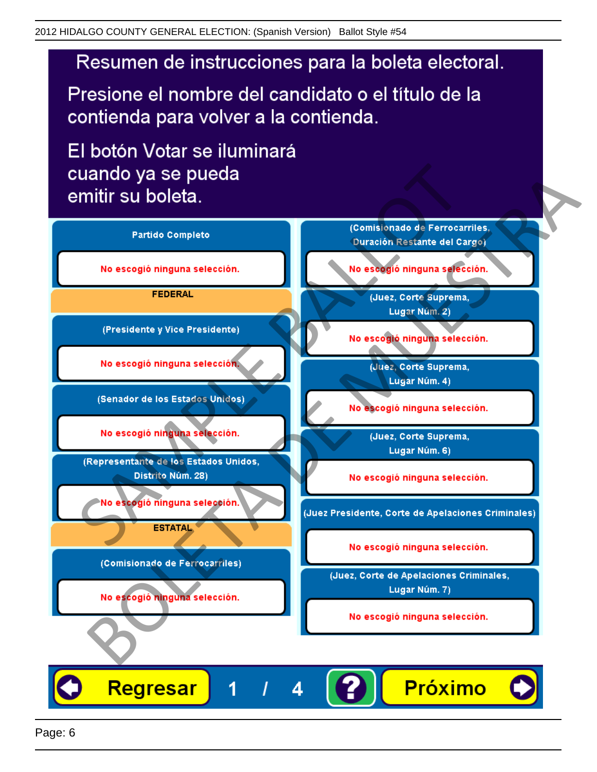# Resumen de instrucciones para la boleta electoral.

Presione el nombre del candidato o el título de la contienda para volver a la contienda.

El botón Votar se iluminará cuando ya se pueda emitir su boleta.

**Partido Completo**

No escogió ninguna selección.

**FEDERAL**

**(Presidente y Vice Presidente)**

No escogió ninguna selección.

**(Senador de los Estados Unidos)**

No escogió ninguna selección.

**(Representante de los Estados Unidos, Distrito Núm. 28)**

No escogió ninguna selección.

**ESTATAL**

**(Comisionado de Ferrocarriles)**

No escogió ninguna selección.

**(Comisionado de Ferrocarriles, Duración Restante del Cargo)**

No escogió ninguna selección.

**(Juez, Corte Suprema, Lugar Núm. 2)**

No escogió ninguna selección.

**(Juez, Corte Suprema, Lugar Núm. 4)**

No escogió ninguna selección.

**(Juez, Corte Suprema, Lugar Núm. 6)**

No escogió ninguna selección.

**(Juez Presidente, Corte de Apelaciones Criminales)**

No escogió ninguna selección.

**(Juez, Corte de Apelaciones Criminales, Lugar Núm. 7)**

No escogió ninguna selección.

Regresar 1 / 4 ? Próximo

SAMPLE BALLOT BOLETA DE MUESTRA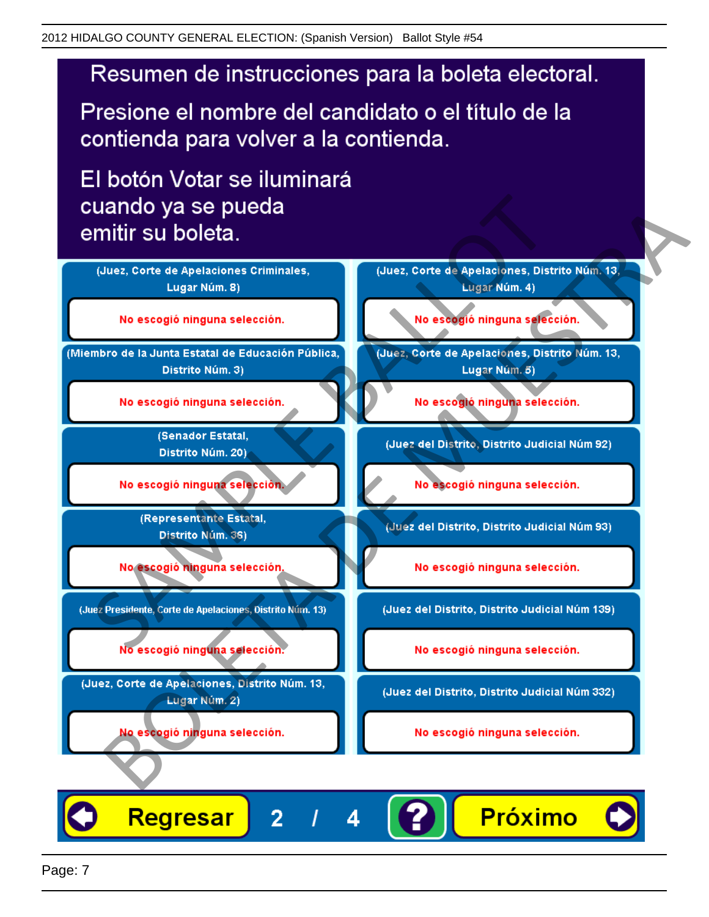# Resumen de instrucciones para la boleta electoral.

Presione el nombre del candidato o el título de la contienda para volver a la contienda.

El botón Votar se iluminará cuando ya se pueda emitir su boleta.

| Contienda | Selección |
|---|---|
| (Juez, Corte de Apelaciones Criminales, Lugar Núm. 8) | No escogió ninguna selección. |
| (Miembro de la Junta Estatal de Educación Pública, Distrito Núm. 3) | No escogió ninguna selección. |
| (Senador Estatal, Distrito Núm. 20) | No escogió ninguna selección. |
| (Representante Estatal, Distrito Núm. 36) | No escogió ninguna selección. |
| (Juez Presidente, Corte de Apelaciones, Distrito Núm. 13) | No escogió ninguna selección. |
| (Juez, Corte de Apelaciones, Distrito Núm. 13, Lugar Núm. 2) | No escogió ninguna selección. |
| (Juez, Corte de Apelaciones, Distrito Núm. 13, Lugar Núm. 4) | No escogió ninguna selección. |
| (Juez, Corte de Apelaciones, Distrito Núm. 13, Lugar Núm. 5) | No escogió ninguna selección. |
| (Juez del Distrito, Distrito Judicial Núm 92) | No escogió ninguna selección. |
| (Juez del Distrito, Distrito Judicial Núm 93) | No escogió ninguna selección. |
| (Juez del Distrito, Distrito Judicial Núm 139) | No escogió ninguna selección. |
| (Juez del Distrito, Distrito Judicial Núm 332) | No escogió ninguna selección. |

Regresar   2 / 4   ?   Próximo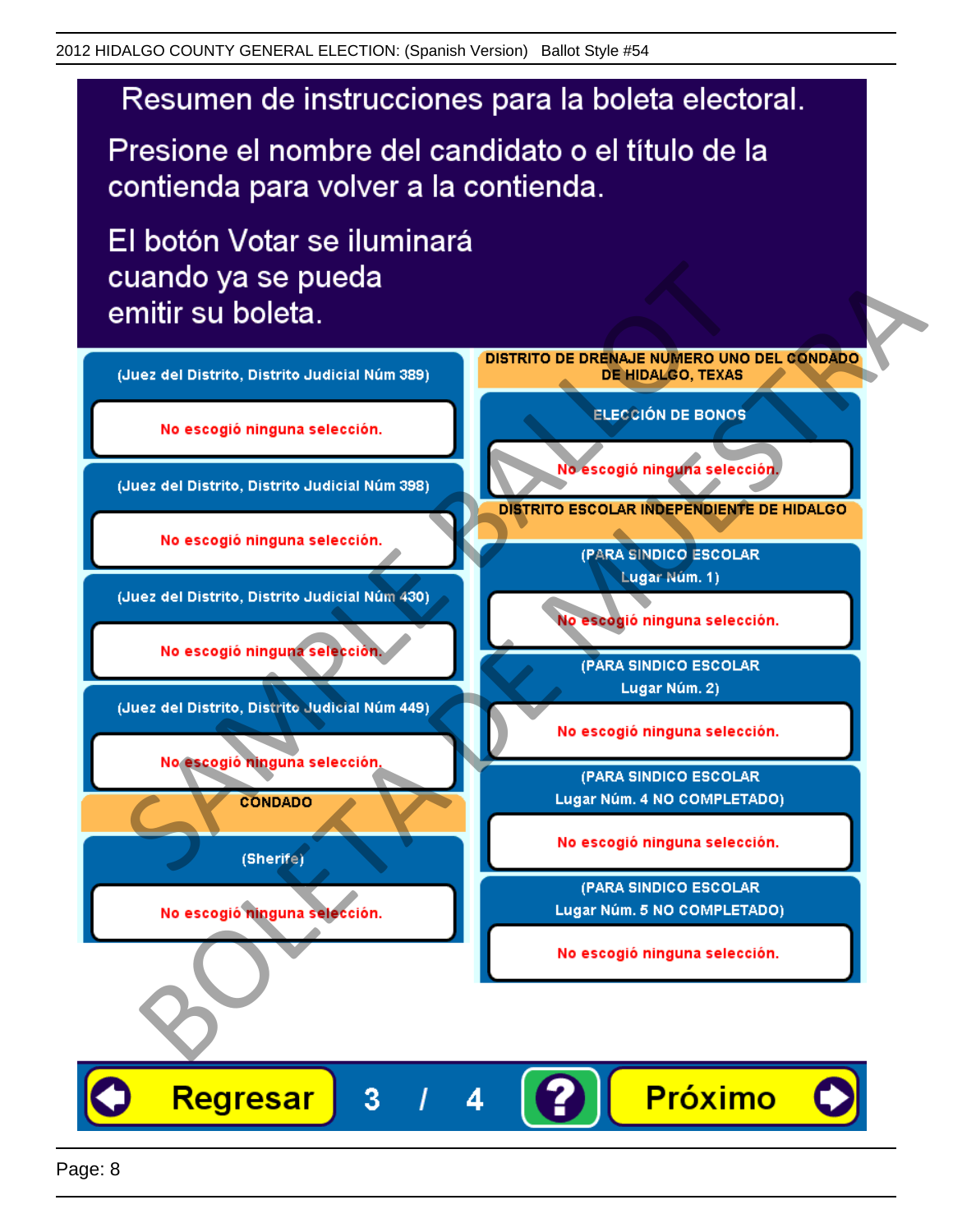# Resumen de instrucciones para la boleta electoral.

Presione el nombre del candidato o el título de la contienda para volver a la contienda.

El botón Votar se iluminará cuando ya se pueda emitir su boleta.

**(Juez del Distrito, Distrito Judicial Núm 389)**

No escogió ninguna selección.

**(Juez del Distrito, Distrito Judicial Núm 398)**

No escogió ninguna selección.

**(Juez del Distrito, Distrito Judicial Núm 430)**

No escogió ninguna selección.

**(Juez del Distrito, Distrito Judicial Núm 449)**

No escogió ninguna selección.

## CONDADO

**(Sherife)**

No escogió ninguna selección.

## DISTRITO DE DRENAJE NUMERO UNO DEL CONDADO DE HIDALGO, TEXAS

**ELECCIÓN DE BONOS**

No escogió ninguna selección.

## DISTRITO ESCOLAR INDEPENDIENTE DE HIDALGO

**(PARA SINDICO ESCOLAR Lugar Núm. 1)**

No escogió ninguna selección.

**(PARA SINDICO ESCOLAR Lugar Núm. 2)**

No escogió ninguna selección.

**(PARA SINDICO ESCOLAR Lugar Núm. 4 NO COMPLETADO)**

No escogió ninguna selección.

**(PARA SINDICO ESCOLAR Lugar Núm. 5 NO COMPLETADO)**

No escogió ninguna selección.

SAMPLE BALLOT / BOLETA DE MUESTRA

Regresar 3 / 4 ? Próximo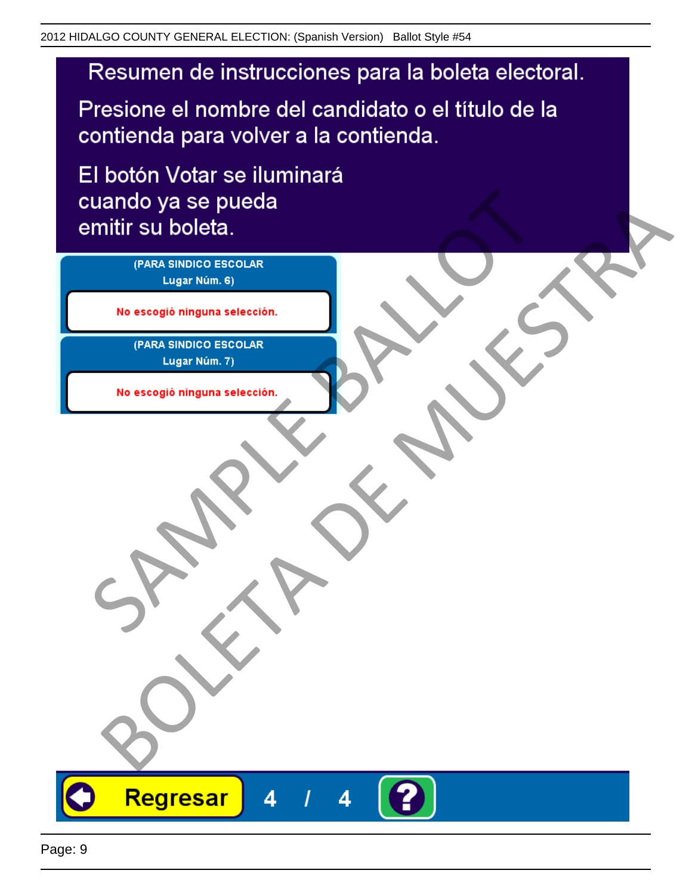# Resumen de instrucciones para la boleta electoral.

Presione el nombre del candidato o el título de la contienda para volver a la contienda.

El botón Votar se iluminará cuando ya se pueda emitir su boleta.

(PARA SINDICO ESCOLAR
Lugar Núm. 6)

No escogió ninguna selección.

(PARA SINDICO ESCOLAR
Lugar Núm. 7)

No escogió ninguna selección.

SAMPLE BALLOT

BOLETA DE MUESTRA

Regresar 4 / 4 ?